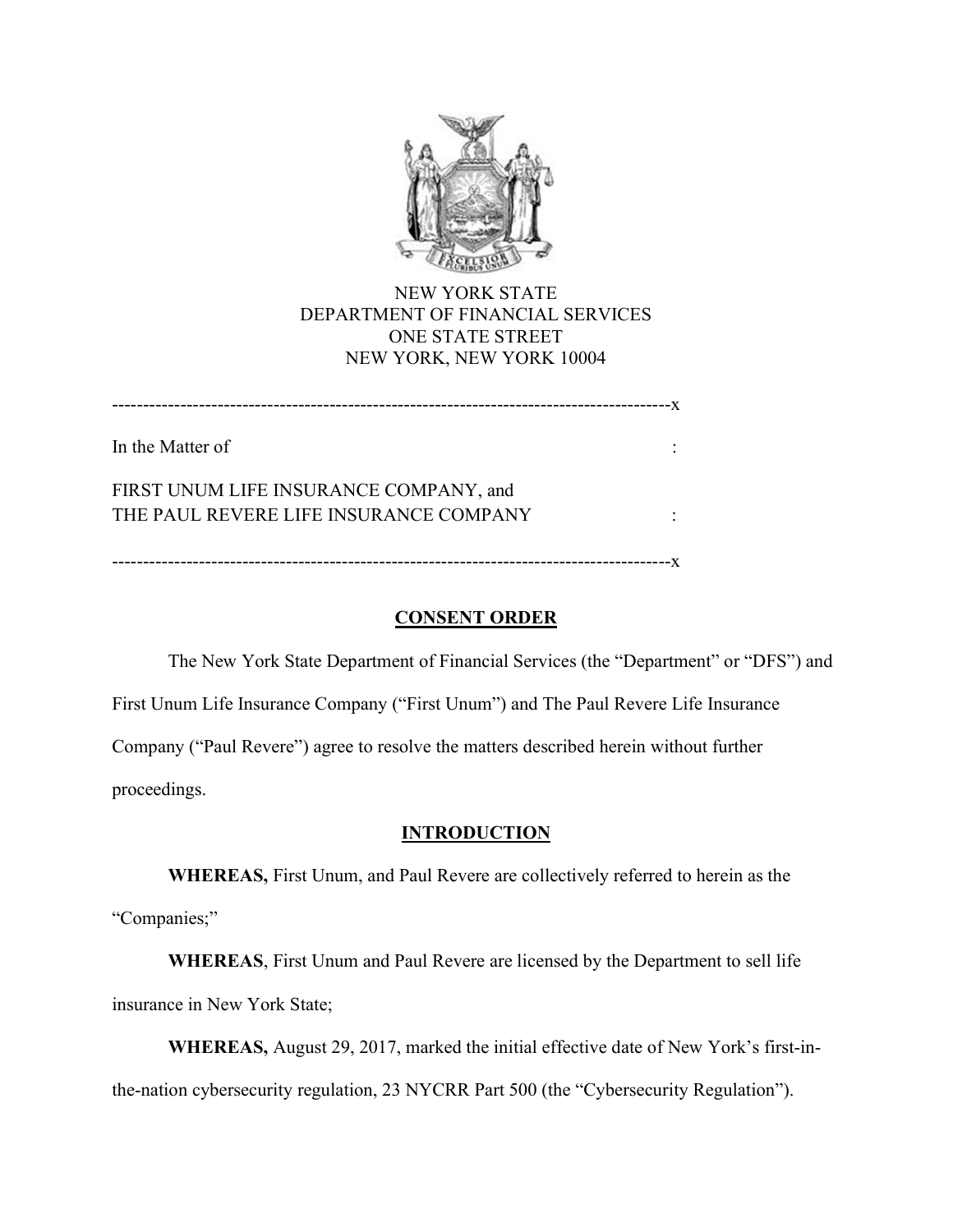NEW YORK STATE
DEPARTMENT OF FINANCIAL SERVICES
ONE STATE STREET
NEW YORK, NEW YORK 10004

------------------------------------------------------------------------------------------x

In the Matter of :

FIRST UNUM LIFE INSURANCE COMPANY, and
THE PAUL REVERE LIFE INSURANCE COMPANY :

------------------------------------------------------------------------------------------x

## CONSENT ORDER

The New York State Department of Financial Services (the "Department" or "DFS") and First Unum Life Insurance Company ("First Unum") and The Paul Revere Life Insurance Company ("Paul Revere") agree to resolve the matters described herein without further proceedings.

## INTRODUCTION

**WHEREAS,** First Unum, and Paul Revere are collectively referred to herein as the "Companies;"

**WHEREAS**, First Unum and Paul Revere are licensed by the Department to sell life insurance in New York State;

**WHEREAS,** August 29, 2017, marked the initial effective date of New York's first-in-the-nation cybersecurity regulation, 23 NYCRR Part 500 (the "Cybersecurity Regulation").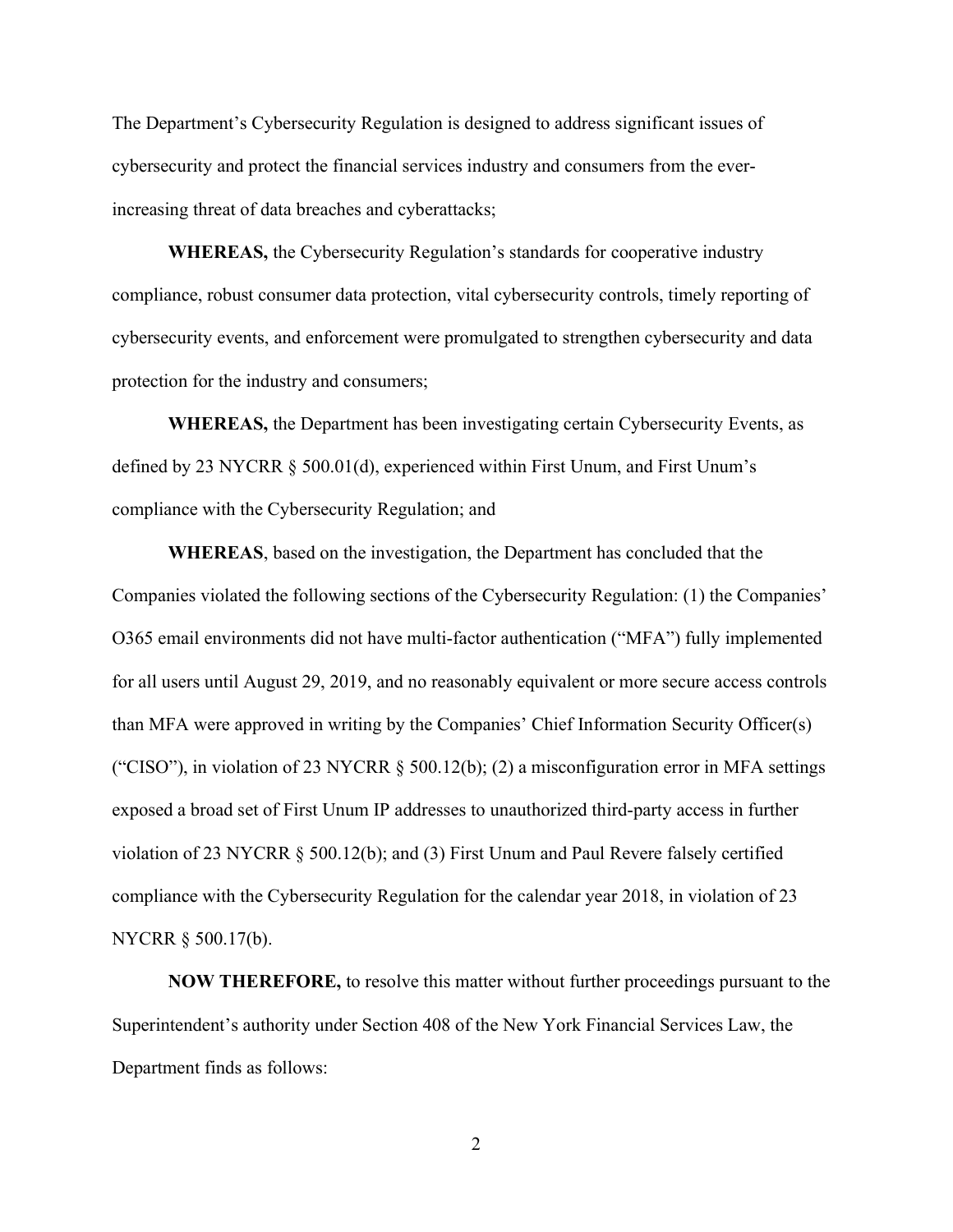The Department's Cybersecurity Regulation is designed to address significant issues of cybersecurity and protect the financial services industry and consumers from the ever-increasing threat of data breaches and cyberattacks;

**WHEREAS,** the Cybersecurity Regulation's standards for cooperative industry compliance, robust consumer data protection, vital cybersecurity controls, timely reporting of cybersecurity events, and enforcement were promulgated to strengthen cybersecurity and data protection for the industry and consumers;

**WHEREAS,** the Department has been investigating certain Cybersecurity Events, as defined by 23 NYCRR § 500.01(d), experienced within First Unum, and First Unum's compliance with the Cybersecurity Regulation; and

**WHEREAS**, based on the investigation, the Department has concluded that the Companies violated the following sections of the Cybersecurity Regulation: (1) the Companies' O365 email environments did not have multi-factor authentication ("MFA") fully implemented for all users until August 29, 2019, and no reasonably equivalent or more secure access controls than MFA were approved in writing by the Companies' Chief Information Security Officer(s) ("CISO"), in violation of 23 NYCRR § 500.12(b); (2) a misconfiguration error in MFA settings exposed a broad set of First Unum IP addresses to unauthorized third-party access in further violation of 23 NYCRR § 500.12(b); and (3) First Unum and Paul Revere falsely certified compliance with the Cybersecurity Regulation for the calendar year 2018, in violation of 23 NYCRR § 500.17(b).

**NOW THEREFORE,** to resolve this matter without further proceedings pursuant to the Superintendent's authority under Section 408 of the New York Financial Services Law, the Department finds as follows: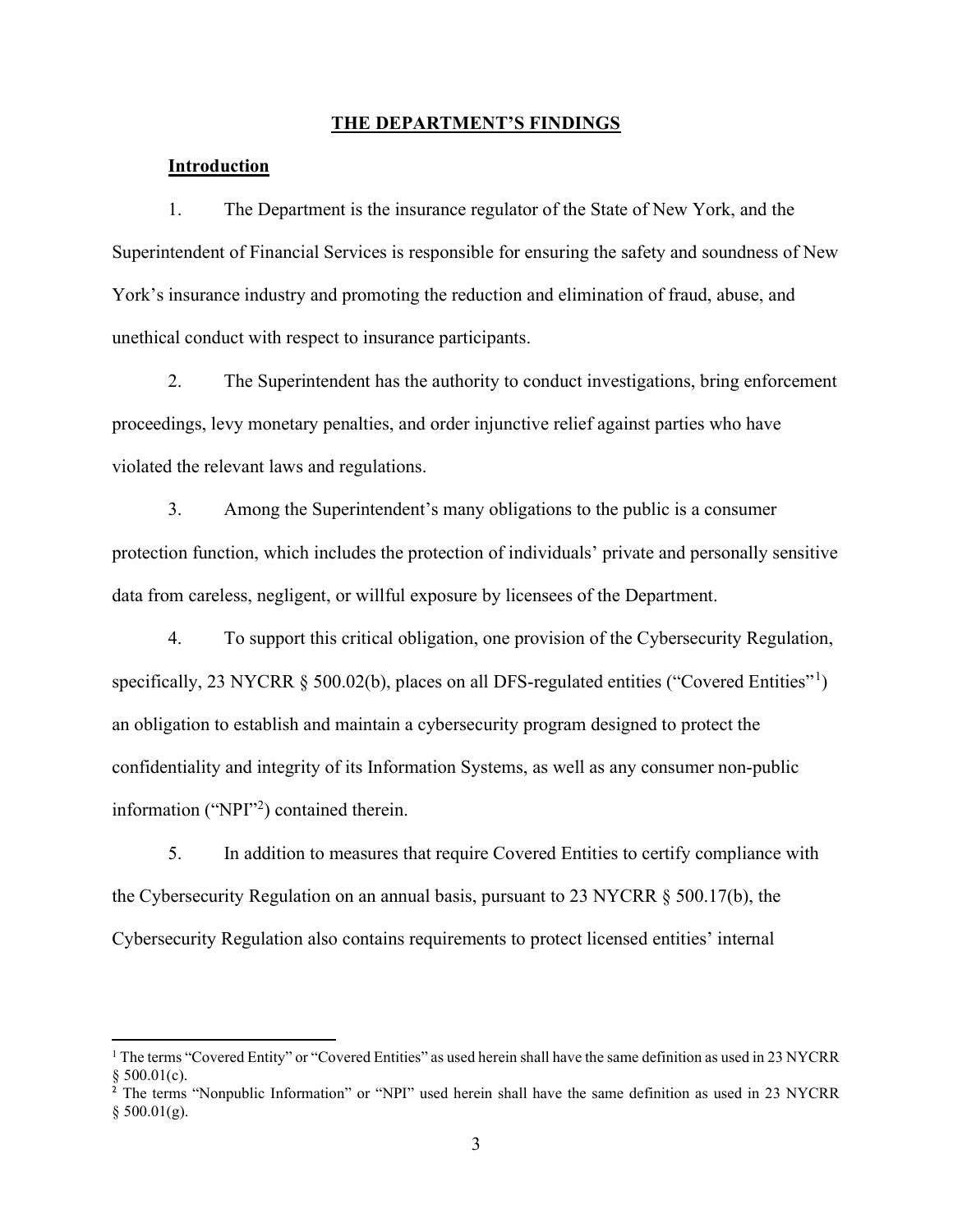## THE DEPARTMENT'S FINDINGS

### Introduction

1. The Department is the insurance regulator of the State of New York, and the Superintendent of Financial Services is responsible for ensuring the safety and soundness of New York's insurance industry and promoting the reduction and elimination of fraud, abuse, and unethical conduct with respect to insurance participants.

2. The Superintendent has the authority to conduct investigations, bring enforcement proceedings, levy monetary penalties, and order injunctive relief against parties who have violated the relevant laws and regulations.

3. Among the Superintendent's many obligations to the public is a consumer protection function, which includes the protection of individuals' private and personally sensitive data from careless, negligent, or willful exposure by licensees of the Department.

4. To support this critical obligation, one provision of the Cybersecurity Regulation, specifically, 23 NYCRR § 500.02(b), places on all DFS-regulated entities ("Covered Entities"[1]) an obligation to establish and maintain a cybersecurity program designed to protect the confidentiality and integrity of its Information Systems, as well as any consumer non-public information ("NPI"[2]) contained therein.

5. In addition to measures that require Covered Entities to certify compliance with the Cybersecurity Regulation on an annual basis, pursuant to 23 NYCRR § 500.17(b), the Cybersecurity Regulation also contains requirements to protect licensed entities' internal

---

[1] The terms "Covered Entity" or "Covered Entities" as used herein shall have the same definition as used in 23 NYCRR § 500.01(c).

[2] The terms "Nonpublic Information" or "NPI" used herein shall have the same definition as used in 23 NYCRR § 500.01(g).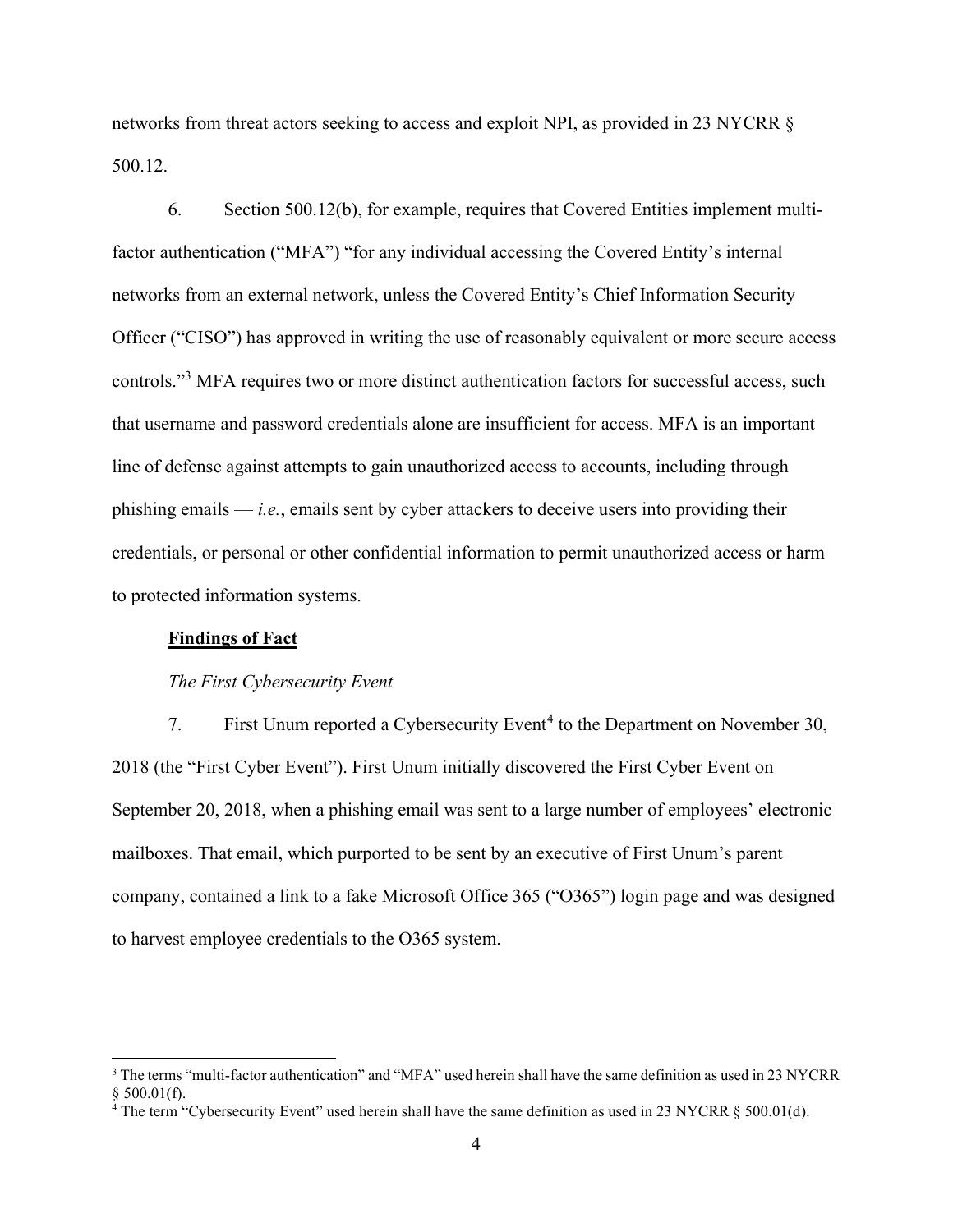networks from threat actors seeking to access and exploit NPI, as provided in 23 NYCRR § 500.12.

6. Section 500.12(b), for example, requires that Covered Entities implement multi-factor authentication ("MFA") "for any individual accessing the Covered Entity's internal networks from an external network, unless the Covered Entity's Chief Information Security Officer ("CISO") has approved in writing the use of reasonably equivalent or more secure access controls."[3] MFA requires two or more distinct authentication factors for successful access, such that username and password credentials alone are insufficient for access. MFA is an important line of defense against attempts to gain unauthorized access to accounts, including through phishing emails — *i.e.*, emails sent by cyber attackers to deceive users into providing their credentials, or personal or other confidential information to permit unauthorized access or harm to protected information systems.

**Findings of Fact**

*The First Cybersecurity Event*

7. First Unum reported a Cybersecurity Event[4] to the Department on November 30, 2018 (the "First Cyber Event"). First Unum initially discovered the First Cyber Event on September 20, 2018, when a phishing email was sent to a large number of employees' electronic mailboxes. That email, which purported to be sent by an executive of First Unum's parent company, contained a link to a fake Microsoft Office 365 ("O365") login page and was designed to harvest employee credentials to the O365 system.

---

[3] The terms "multi-factor authentication" and "MFA" used herein shall have the same definition as used in 23 NYCRR § 500.01(f).

[4] The term "Cybersecurity Event" used herein shall have the same definition as used in 23 NYCRR § 500.01(d).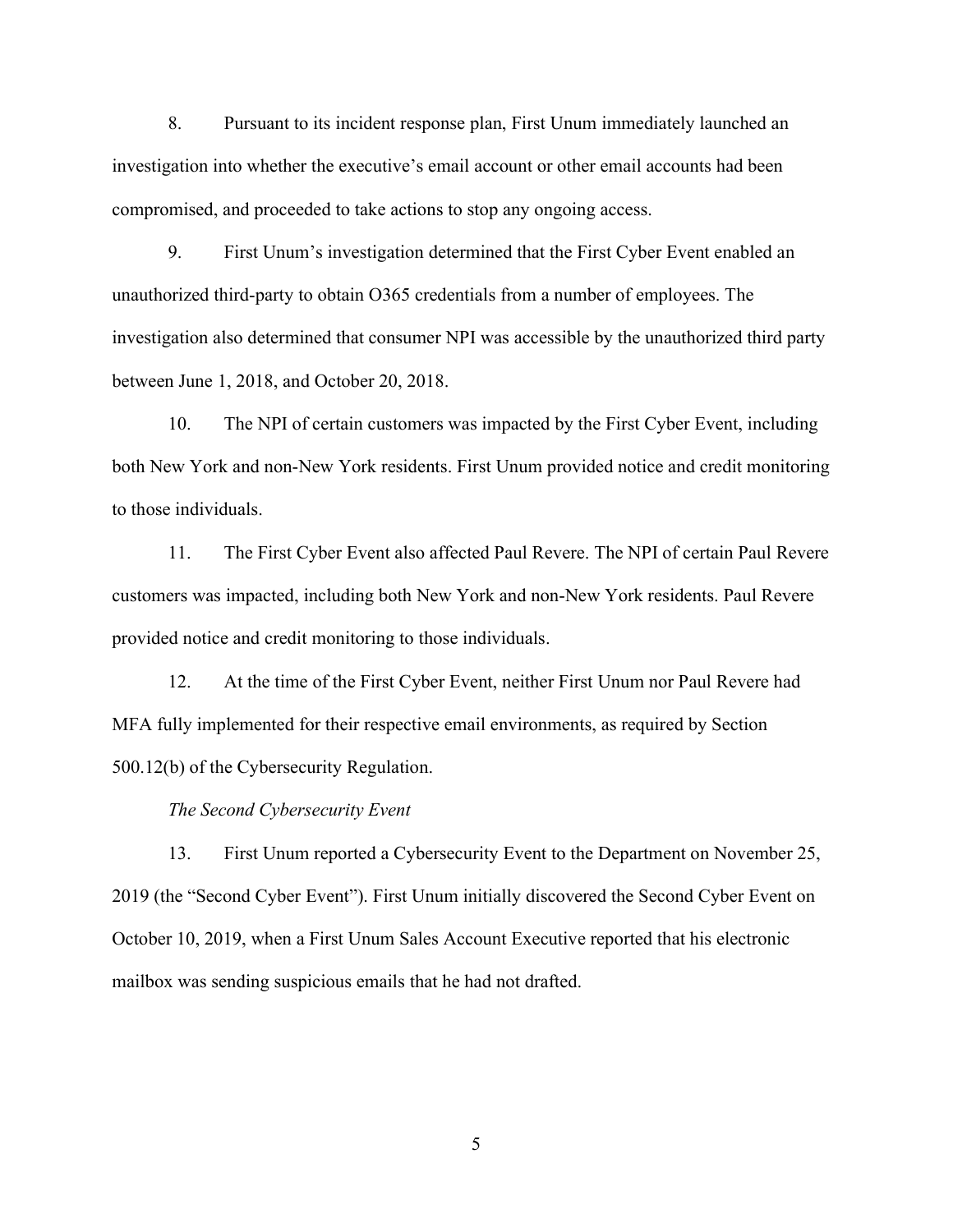8. Pursuant to its incident response plan, First Unum immediately launched an investigation into whether the executive's email account or other email accounts had been compromised, and proceeded to take actions to stop any ongoing access.

9. First Unum's investigation determined that the First Cyber Event enabled an unauthorized third-party to obtain O365 credentials from a number of employees. The investigation also determined that consumer NPI was accessible by the unauthorized third party between June 1, 2018, and October 20, 2018.

10. The NPI of certain customers was impacted by the First Cyber Event, including both New York and non-New York residents. First Unum provided notice and credit monitoring to those individuals.

11. The First Cyber Event also affected Paul Revere. The NPI of certain Paul Revere customers was impacted, including both New York and non-New York residents. Paul Revere provided notice and credit monitoring to those individuals.

12. At the time of the First Cyber Event, neither First Unum nor Paul Revere had MFA fully implemented for their respective email environments, as required by Section 500.12(b) of the Cybersecurity Regulation.

*The Second Cybersecurity Event*

13. First Unum reported a Cybersecurity Event to the Department on November 25, 2019 (the "Second Cyber Event"). First Unum initially discovered the Second Cyber Event on October 10, 2019, when a First Unum Sales Account Executive reported that his electronic mailbox was sending suspicious emails that he had not drafted.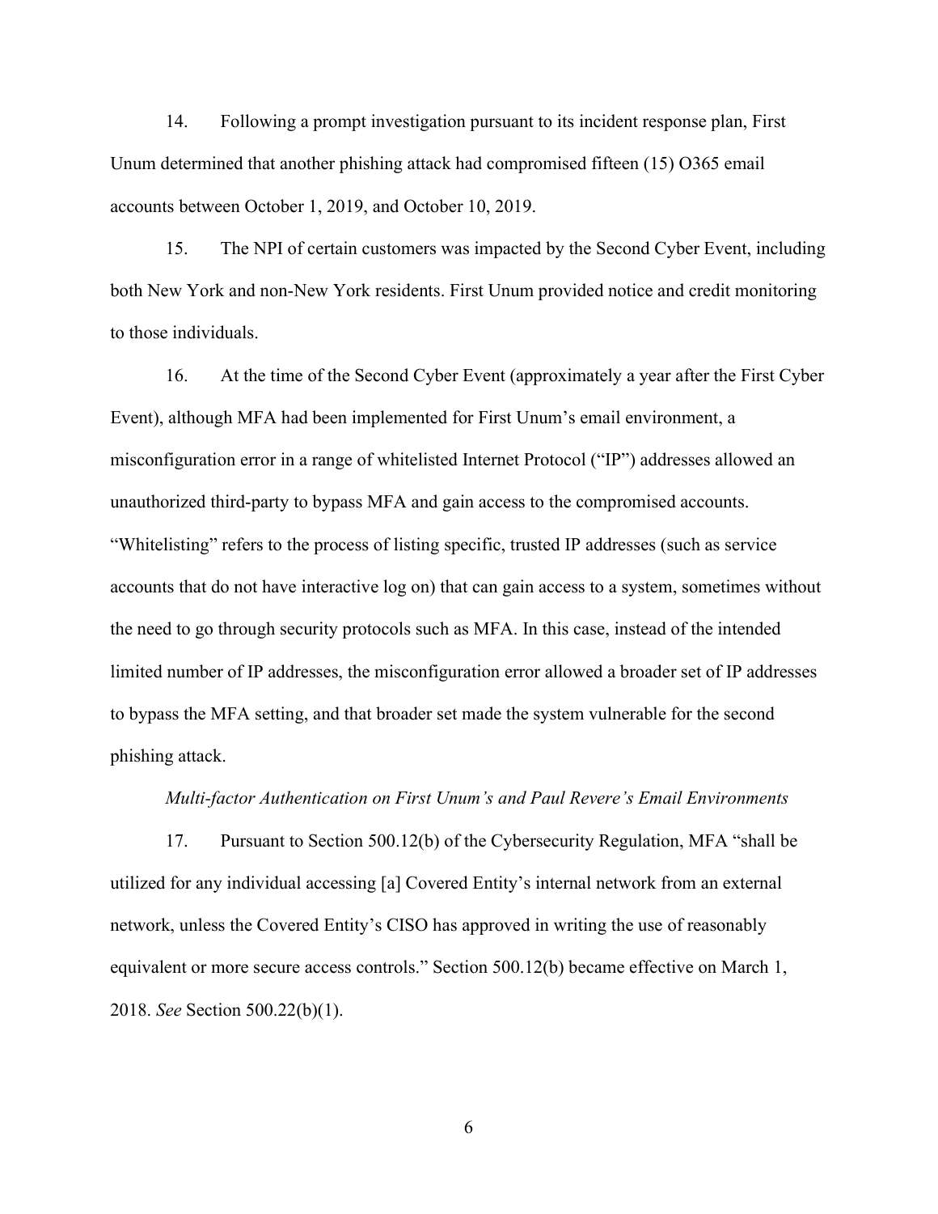14. Following a prompt investigation pursuant to its incident response plan, First Unum determined that another phishing attack had compromised fifteen (15) O365 email accounts between October 1, 2019, and October 10, 2019.

15. The NPI of certain customers was impacted by the Second Cyber Event, including both New York and non-New York residents. First Unum provided notice and credit monitoring to those individuals.

16. At the time of the Second Cyber Event (approximately a year after the First Cyber Event), although MFA had been implemented for First Unum's email environment, a misconfiguration error in a range of whitelisted Internet Protocol ("IP") addresses allowed an unauthorized third-party to bypass MFA and gain access to the compromised accounts. "Whitelisting" refers to the process of listing specific, trusted IP addresses (such as service accounts that do not have interactive log on) that can gain access to a system, sometimes without the need to go through security protocols such as MFA. In this case, instead of the intended limited number of IP addresses, the misconfiguration error allowed a broader set of IP addresses to bypass the MFA setting, and that broader set made the system vulnerable for the second phishing attack.

*Multi-factor Authentication on First Unum's and Paul Revere's Email Environments*

17. Pursuant to Section 500.12(b) of the Cybersecurity Regulation, MFA "shall be utilized for any individual accessing [a] Covered Entity's internal network from an external network, unless the Covered Entity's CISO has approved in writing the use of reasonably equivalent or more secure access controls." Section 500.12(b) became effective on March 1, 2018. *See* Section 500.22(b)(1).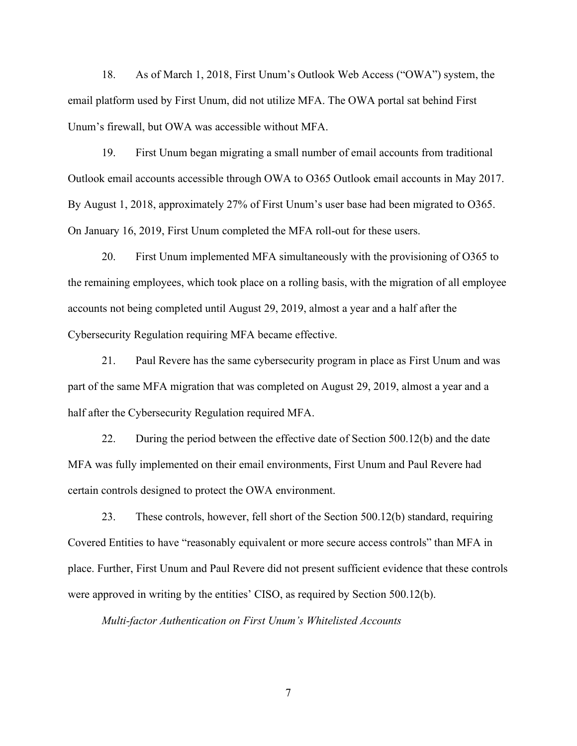18. As of March 1, 2018, First Unum's Outlook Web Access ("OWA") system, the email platform used by First Unum, did not utilize MFA. The OWA portal sat behind First Unum's firewall, but OWA was accessible without MFA.

19. First Unum began migrating a small number of email accounts from traditional Outlook email accounts accessible through OWA to O365 Outlook email accounts in May 2017. By August 1, 2018, approximately 27% of First Unum's user base had been migrated to O365. On January 16, 2019, First Unum completed the MFA roll-out for these users.

20. First Unum implemented MFA simultaneously with the provisioning of O365 to the remaining employees, which took place on a rolling basis, with the migration of all employee accounts not being completed until August 29, 2019, almost a year and a half after the Cybersecurity Regulation requiring MFA became effective.

21. Paul Revere has the same cybersecurity program in place as First Unum and was part of the same MFA migration that was completed on August 29, 2019, almost a year and a half after the Cybersecurity Regulation required MFA.

22. During the period between the effective date of Section 500.12(b) and the date MFA was fully implemented on their email environments, First Unum and Paul Revere had certain controls designed to protect the OWA environment.

23. These controls, however, fell short of the Section 500.12(b) standard, requiring Covered Entities to have "reasonably equivalent or more secure access controls" than MFA in place. Further, First Unum and Paul Revere did not present sufficient evidence that these controls were approved in writing by the entities' CISO, as required by Section 500.12(b).

*Multi-factor Authentication on First Unum's Whitelisted Accounts*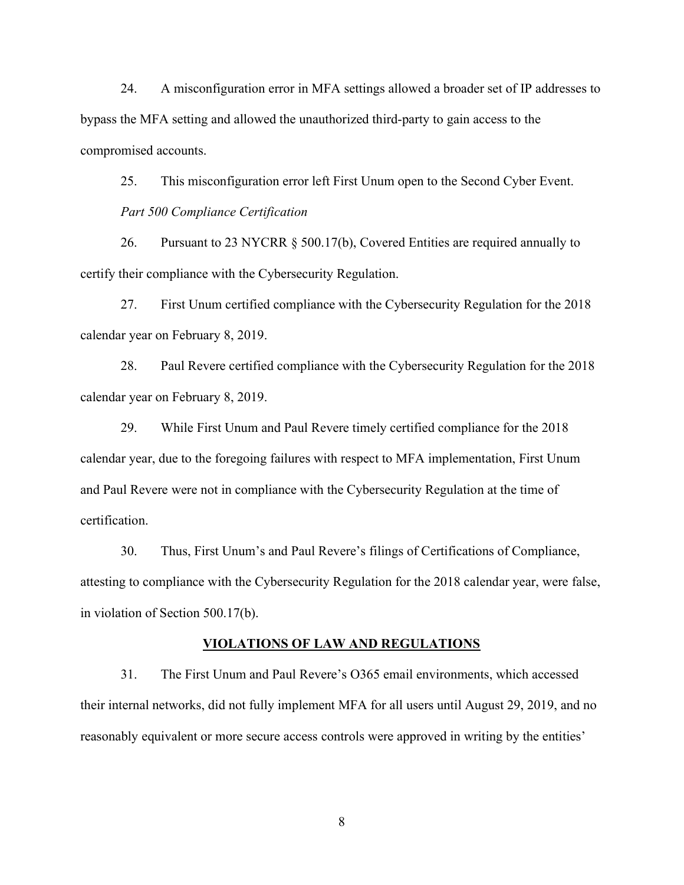24. A misconfiguration error in MFA settings allowed a broader set of IP addresses to bypass the MFA setting and allowed the unauthorized third-party to gain access to the compromised accounts.

25. This misconfiguration error left First Unum open to the Second Cyber Event.

*Part 500 Compliance Certification*

26. Pursuant to 23 NYCRR § 500.17(b), Covered Entities are required annually to certify their compliance with the Cybersecurity Regulation.

27. First Unum certified compliance with the Cybersecurity Regulation for the 2018 calendar year on February 8, 2019.

28. Paul Revere certified compliance with the Cybersecurity Regulation for the 2018 calendar year on February 8, 2019.

29. While First Unum and Paul Revere timely certified compliance for the 2018 calendar year, due to the foregoing failures with respect to MFA implementation, First Unum and Paul Revere were not in compliance with the Cybersecurity Regulation at the time of certification.

30. Thus, First Unum's and Paul Revere's filings of Certifications of Compliance, attesting to compliance with the Cybersecurity Regulation for the 2018 calendar year, were false, in violation of Section 500.17(b).

## VIOLATIONS OF LAW AND REGULATIONS

31. The First Unum and Paul Revere's O365 email environments, which accessed their internal networks, did not fully implement MFA for all users until August 29, 2019, and no reasonably equivalent or more secure access controls were approved in writing by the entities'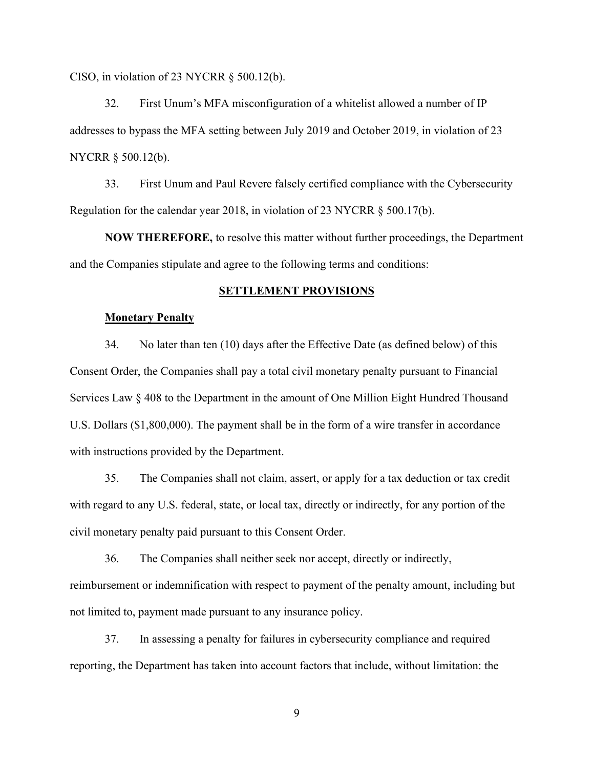CISO, in violation of 23 NYCRR § 500.12(b).

32. First Unum's MFA misconfiguration of a whitelist allowed a number of IP addresses to bypass the MFA setting between July 2019 and October 2019, in violation of 23 NYCRR § 500.12(b).

33. First Unum and Paul Revere falsely certified compliance with the Cybersecurity Regulation for the calendar year 2018, in violation of 23 NYCRR § 500.17(b).

**NOW THEREFORE,** to resolve this matter without further proceedings, the Department and the Companies stipulate and agree to the following terms and conditions:

## SETTLEMENT PROVISIONS

### Monetary Penalty

34. No later than ten (10) days after the Effective Date (as defined below) of this Consent Order, the Companies shall pay a total civil monetary penalty pursuant to Financial Services Law § 408 to the Department in the amount of One Million Eight Hundred Thousand U.S. Dollars ($1,800,000). The payment shall be in the form of a wire transfer in accordance with instructions provided by the Department.

35. The Companies shall not claim, assert, or apply for a tax deduction or tax credit with regard to any U.S. federal, state, or local tax, directly or indirectly, for any portion of the civil monetary penalty paid pursuant to this Consent Order.

36. The Companies shall neither seek nor accept, directly or indirectly, reimbursement or indemnification with respect to payment of the penalty amount, including but not limited to, payment made pursuant to any insurance policy.

37. In assessing a penalty for failures in cybersecurity compliance and required reporting, the Department has taken into account factors that include, without limitation: the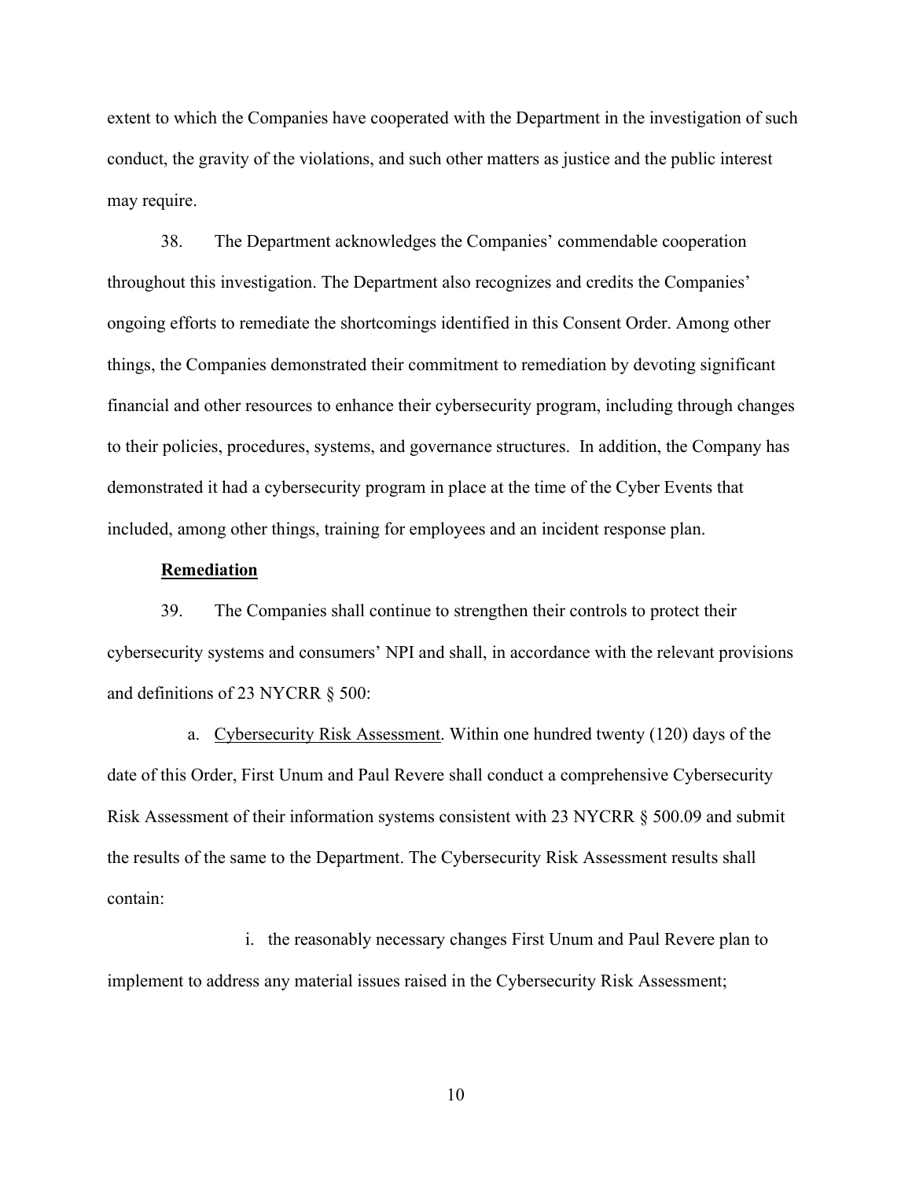extent to which the Companies have cooperated with the Department in the investigation of such conduct, the gravity of the violations, and such other matters as justice and the public interest may require.

38. The Department acknowledges the Companies' commendable cooperation throughout this investigation. The Department also recognizes and credits the Companies' ongoing efforts to remediate the shortcomings identified in this Consent Order. Among other things, the Companies demonstrated their commitment to remediation by devoting significant financial and other resources to enhance their cybersecurity program, including through changes to their policies, procedures, systems, and governance structures. In addition, the Company has demonstrated it had a cybersecurity program in place at the time of the Cyber Events that included, among other things, training for employees and an incident response plan.

**Remediation**

39. The Companies shall continue to strengthen their controls to protect their cybersecurity systems and consumers' NPI and shall, in accordance with the relevant provisions and definitions of 23 NYCRR § 500:

a. Cybersecurity Risk Assessment. Within one hundred twenty (120) days of the date of this Order, First Unum and Paul Revere shall conduct a comprehensive Cybersecurity Risk Assessment of their information systems consistent with 23 NYCRR § 500.09 and submit the results of the same to the Department. The Cybersecurity Risk Assessment results shall contain:

i. the reasonably necessary changes First Unum and Paul Revere plan to implement to address any material issues raised in the Cybersecurity Risk Assessment;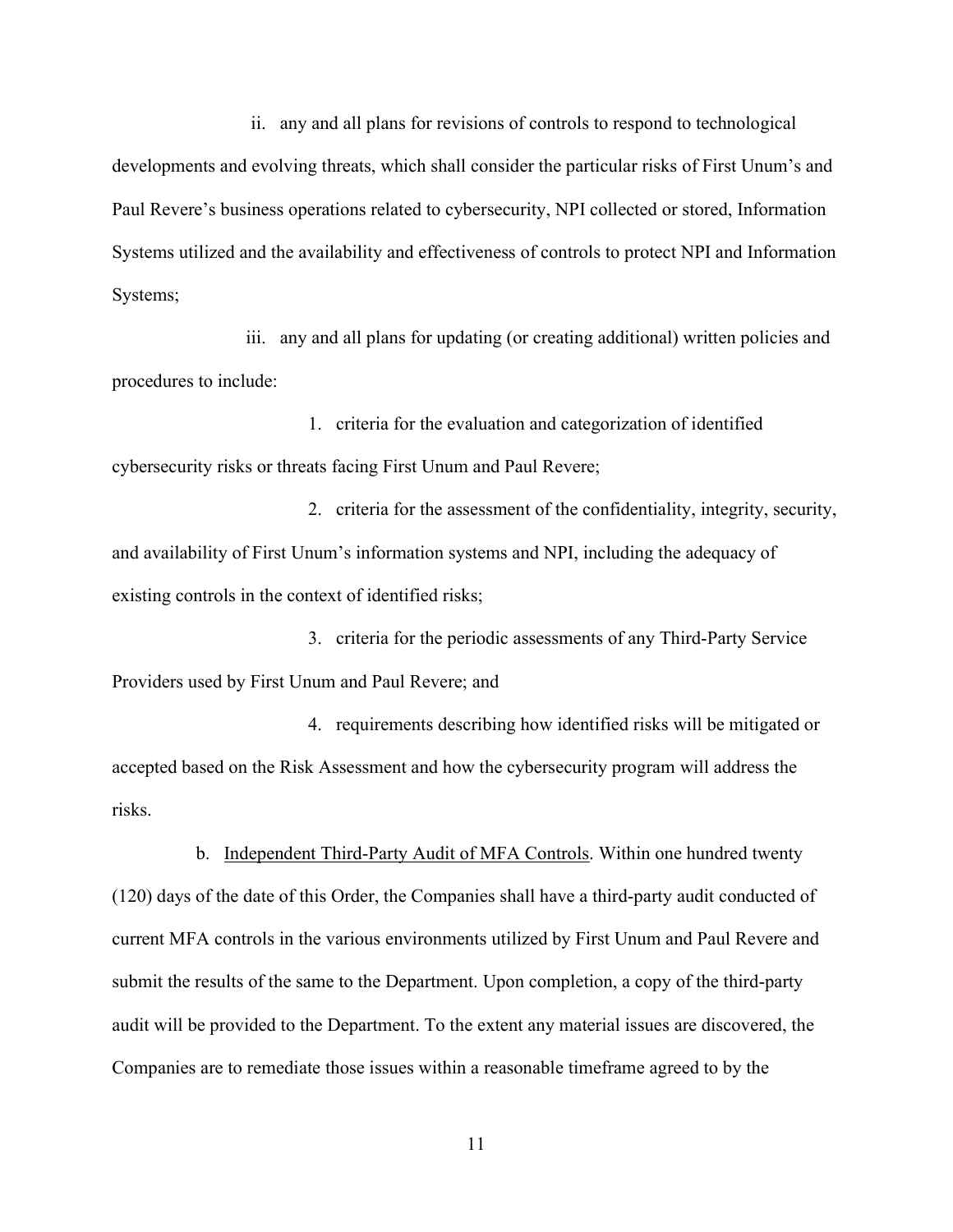ii. any and all plans for revisions of controls to respond to technological developments and evolving threats, which shall consider the particular risks of First Unum's and Paul Revere's business operations related to cybersecurity, NPI collected or stored, Information Systems utilized and the availability and effectiveness of controls to protect NPI and Information Systems;

iii. any and all plans for updating (or creating additional) written policies and procedures to include:

1. criteria for the evaluation and categorization of identified cybersecurity risks or threats facing First Unum and Paul Revere;

2. criteria for the assessment of the confidentiality, integrity, security, and availability of First Unum's information systems and NPI, including the adequacy of existing controls in the context of identified risks;

3. criteria for the periodic assessments of any Third-Party Service Providers used by First Unum and Paul Revere; and

4. requirements describing how identified risks will be mitigated or accepted based on the Risk Assessment and how the cybersecurity program will address the risks.

b. Independent Third-Party Audit of MFA Controls. Within one hundred twenty (120) days of the date of this Order, the Companies shall have a third-party audit conducted of current MFA controls in the various environments utilized by First Unum and Paul Revere and submit the results of the same to the Department. Upon completion, a copy of the third-party audit will be provided to the Department. To the extent any material issues are discovered, the Companies are to remediate those issues within a reasonable timeframe agreed to by the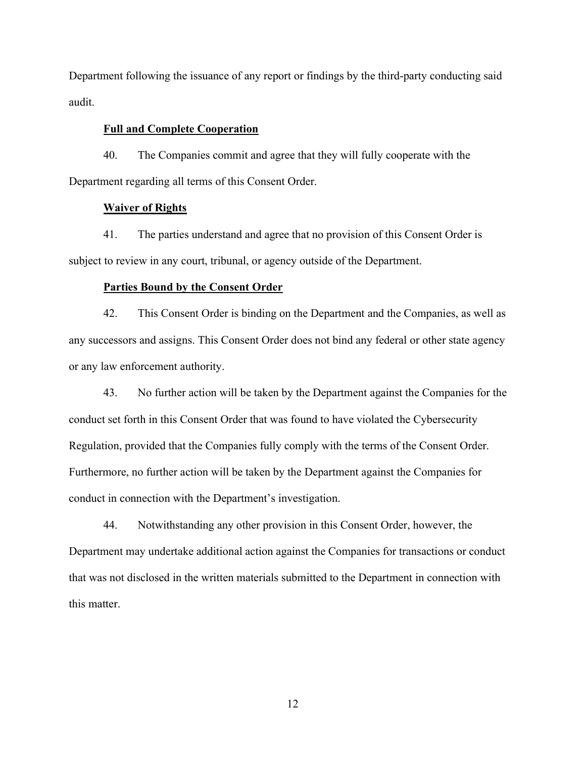Department following the issuance of any report or findings by the third-party conducting said audit.

**Full and Complete Cooperation**

40. The Companies commit and agree that they will fully cooperate with the Department regarding all terms of this Consent Order.

**Waiver of Rights**

41. The parties understand and agree that no provision of this Consent Order is subject to review in any court, tribunal, or agency outside of the Department.

**Parties Bound by the Consent Order**

42. This Consent Order is binding on the Department and the Companies, as well as any successors and assigns. This Consent Order does not bind any federal or other state agency or any law enforcement authority.

43. No further action will be taken by the Department against the Companies for the conduct set forth in this Consent Order that was found to have violated the Cybersecurity Regulation, provided that the Companies fully comply with the terms of the Consent Order. Furthermore, no further action will be taken by the Department against the Companies for conduct in connection with the Department's investigation.

44. Notwithstanding any other provision in this Consent Order, however, the Department may undertake additional action against the Companies for transactions or conduct that was not disclosed in the written materials submitted to the Department in connection with this matter.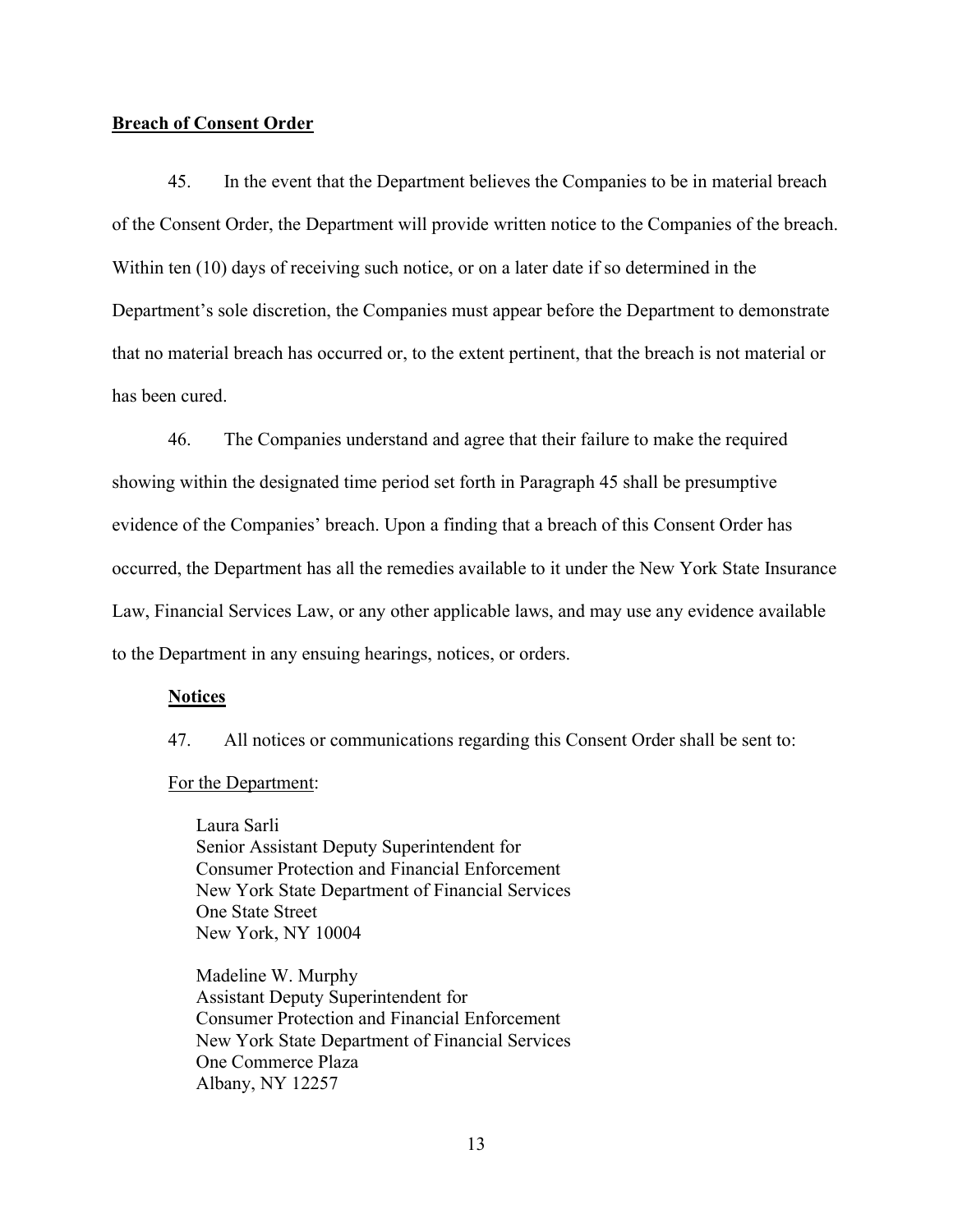**Breach of Consent Order**

45. In the event that the Department believes the Companies to be in material breach of the Consent Order, the Department will provide written notice to the Companies of the breach. Within ten (10) days of receiving such notice, or on a later date if so determined in the Department's sole discretion, the Companies must appear before the Department to demonstrate that no material breach has occurred or, to the extent pertinent, that the breach is not material or has been cured.

46. The Companies understand and agree that their failure to make the required showing within the designated time period set forth in Paragraph 45 shall be presumptive evidence of the Companies' breach. Upon a finding that a breach of this Consent Order has occurred, the Department has all the remedies available to it under the New York State Insurance Law, Financial Services Law, or any other applicable laws, and may use any evidence available to the Department in any ensuing hearings, notices, or orders.

**Notices**

47. All notices or communications regarding this Consent Order shall be sent to:

For the Department:

Laura Sarli
Senior Assistant Deputy Superintendent for
Consumer Protection and Financial Enforcement
New York State Department of Financial Services
One State Street
New York, NY 10004

Madeline W. Murphy
Assistant Deputy Superintendent for
Consumer Protection and Financial Enforcement
New York State Department of Financial Services
One Commerce Plaza
Albany, NY 12257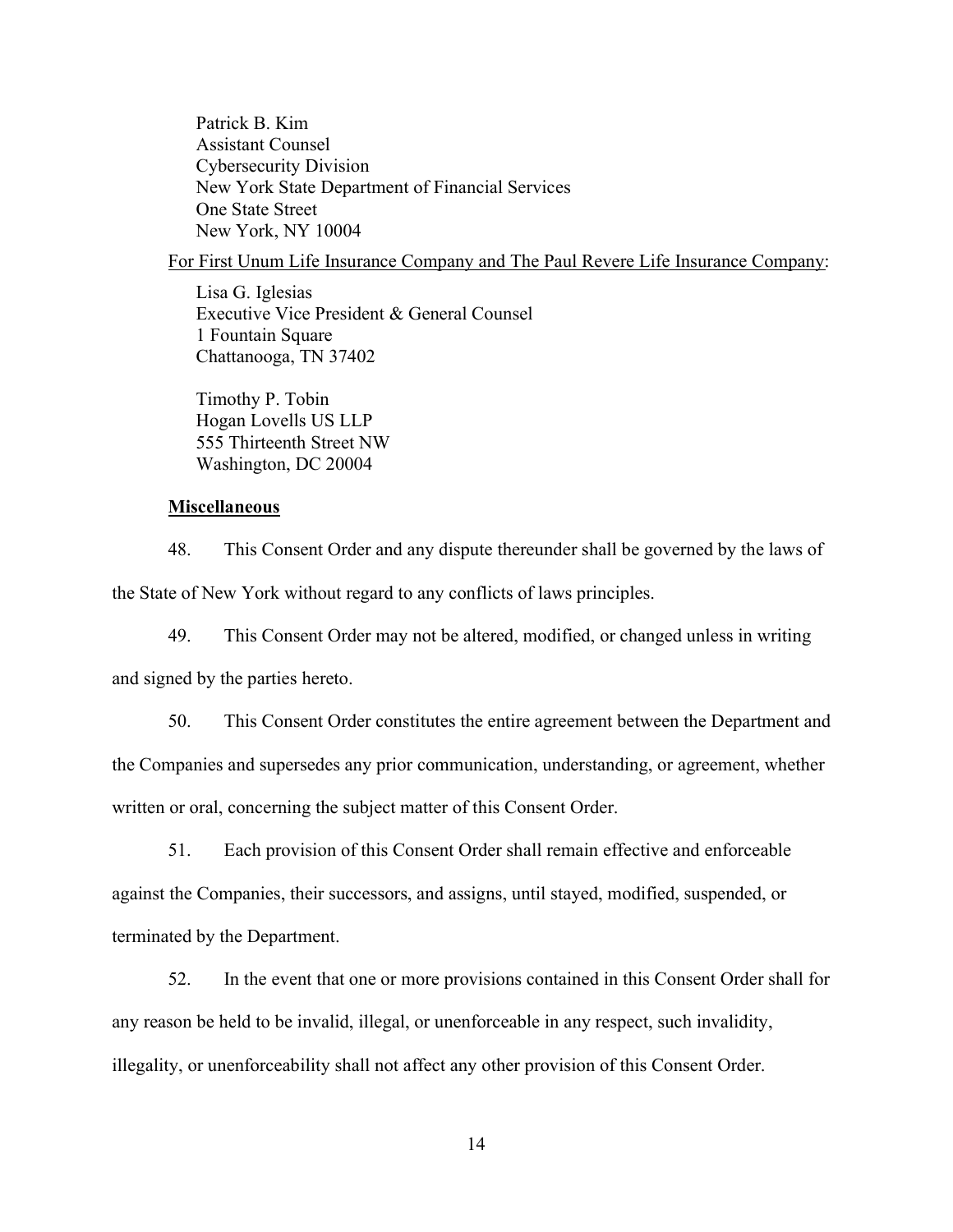Patrick B. Kim
Assistant Counsel
Cybersecurity Division
New York State Department of Financial Services
One State Street
New York, NY 10004

For First Unum Life Insurance Company and The Paul Revere Life Insurance Company:

Lisa G. Iglesias
Executive Vice President & General Counsel
1 Fountain Square
Chattanooga, TN 37402

Timothy P. Tobin
Hogan Lovells US LLP
555 Thirteenth Street NW
Washington, DC 20004

**Miscellaneous**

48. This Consent Order and any dispute thereunder shall be governed by the laws of the State of New York without regard to any conflicts of laws principles.

49. This Consent Order may not be altered, modified, or changed unless in writing and signed by the parties hereto.

50. This Consent Order constitutes the entire agreement between the Department and the Companies and supersedes any prior communication, understanding, or agreement, whether written or oral, concerning the subject matter of this Consent Order.

51. Each provision of this Consent Order shall remain effective and enforceable against the Companies, their successors, and assigns, until stayed, modified, suspended, or terminated by the Department.

52. In the event that one or more provisions contained in this Consent Order shall for any reason be held to be invalid, illegal, or unenforceable in any respect, such invalidity, illegality, or unenforceability shall not affect any other provision of this Consent Order.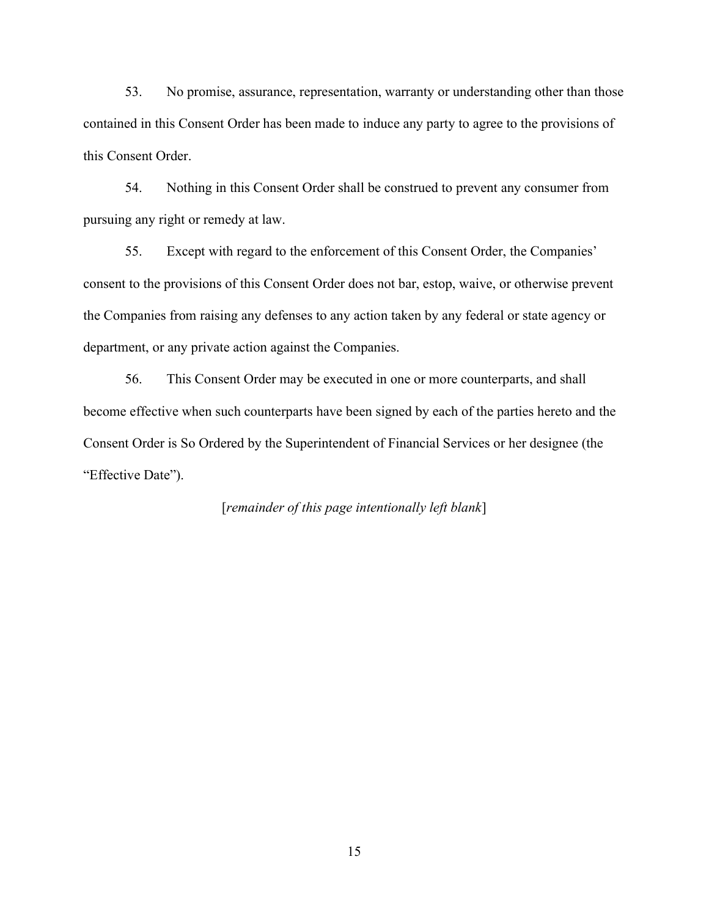53. No promise, assurance, representation, warranty or understanding other than those contained in this Consent Order has been made to induce any party to agree to the provisions of this Consent Order.

54. Nothing in this Consent Order shall be construed to prevent any consumer from pursuing any right or remedy at law.

55. Except with regard to the enforcement of this Consent Order, the Companies' consent to the provisions of this Consent Order does not bar, estop, waive, or otherwise prevent the Companies from raising any defenses to any action taken by any federal or state agency or department, or any private action against the Companies.

56. This Consent Order may be executed in one or more counterparts, and shall become effective when such counterparts have been signed by each of the parties hereto and the Consent Order is So Ordered by the Superintendent of Financial Services or her designee (the "Effective Date").

[*remainder of this page intentionally left blank*]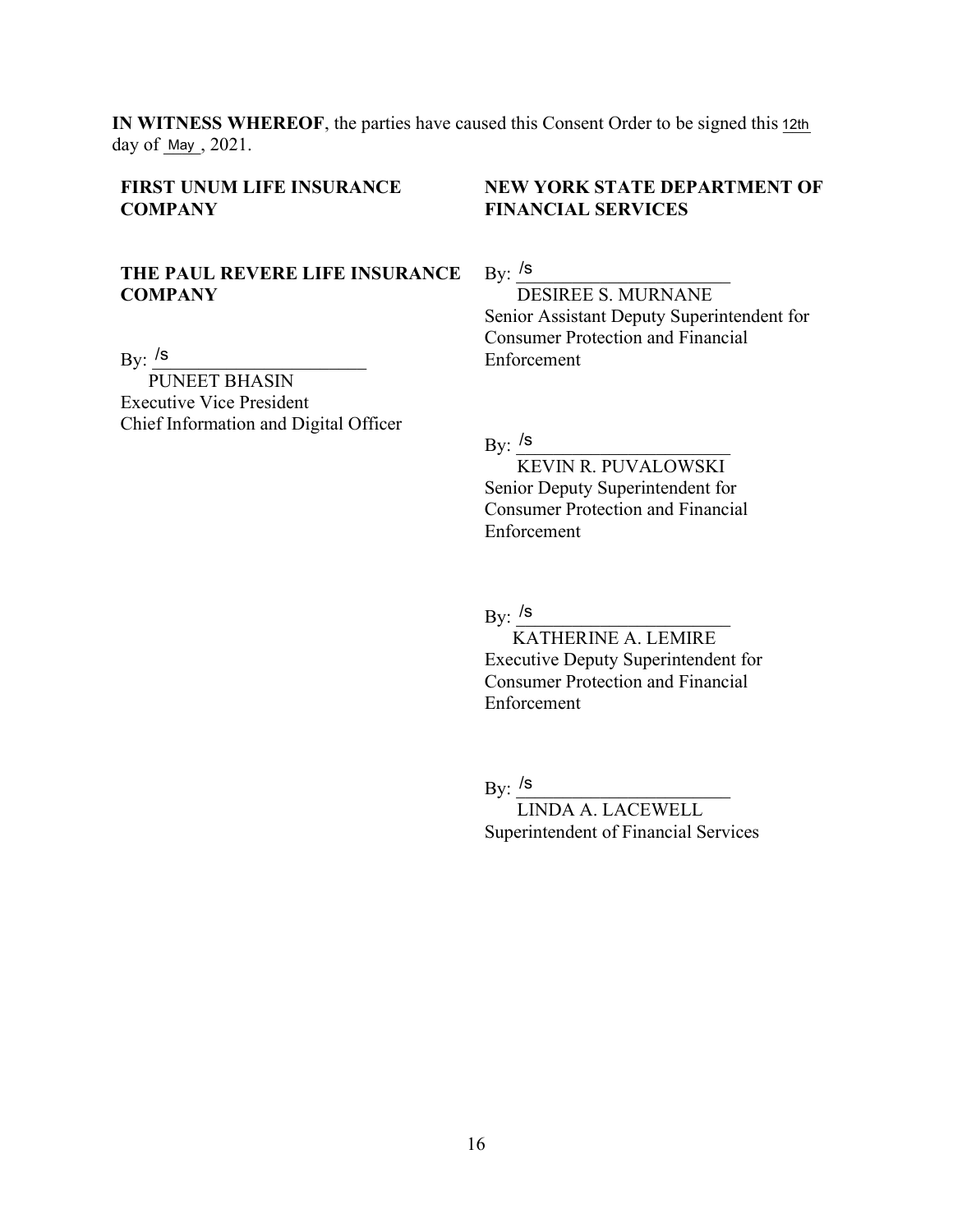**IN WITNESS WHEREOF**, the parties have caused this Consent Order to be signed this 12th day of May, 2021.

**FIRST UNUM LIFE INSURANCE COMPANY**

**THE PAUL REVERE LIFE INSURANCE COMPANY**

By: /s
PUNEET BHASIN
Executive Vice President
Chief Information and Digital Officer

**NEW YORK STATE DEPARTMENT OF FINANCIAL SERVICES**

By: /s
DESIREE S. MURNANE
Senior Assistant Deputy Superintendent for Consumer Protection and Financial Enforcement

By: /s
KEVIN R. PUVALOWSKI
Senior Deputy Superintendent for Consumer Protection and Financial Enforcement

By: /s
KATHERINE A. LEMIRE
Executive Deputy Superintendent for Consumer Protection and Financial Enforcement

By: /s
LINDA A. LACEWELL
Superintendent of Financial Services